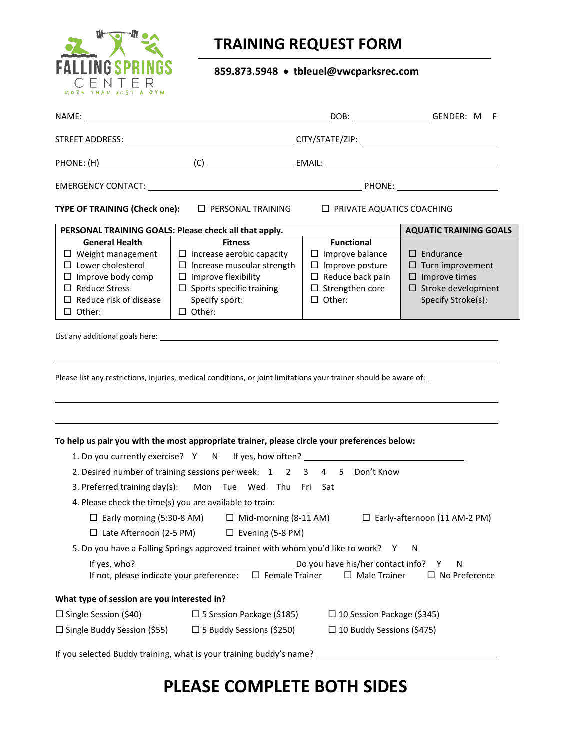FALLING SPRINGS CENTER

MORE THAN JUST A GYM

# TRAINING REQUEST FORM

**859.873.5948 • tbleuel@vwcparksrec.com**

NAME: ______________________________ DOB: ______________ GENDER: M F

STREET ADDRESS: ______________________________ CITY/STATE/ZIP: ______________________________

PHONE: (H)________________ (C)________________ EMAIL: ______________________________

EMERGENCY CONTACT: ______________________________ PHONE: ________________

**TYPE OF TRAINING (Check one):** ☐ PERSONAL TRAINING ☐ PRIVATE AQUATICS COACHING

| **PERSONAL TRAINING GOALS: Please check all that apply.** | | | **AQUATIC TRAINING GOALS** |
|---|---|---|---|
| **General Health** | **Fitness** | **Functional** | |
| ☐ Weight management | ☐ Increase aerobic capacity | ☐ Improve balance | ☐ Endurance |
| ☐ Lower cholesterol | ☐ Increase muscular strength | ☐ Improve posture | ☐ Turn improvement |
| ☐ Improve body comp | ☐ Improve flexibility | ☐ Reduce back pain | ☐ Improve times |
| ☐ Reduce Stress | ☐ Sports specific training | ☐ Strengthen core | ☐ Stroke development |
| ☐ Reduce risk of disease | Specify sport: | ☐ Other: | Specify Stroke(s): |
| ☐ Other: | ☐ Other: | | |

List any additional goals here: ______________________________

______________________________

Please list any restrictions, injuries, medical conditions, or joint limitations your trainer should be aware of: ______________________________

______________________________

______________________________

**To help us pair you with the most appropriate trainer, please circle your preferences below:**

1. Do you currently exercise? Y N If yes, how often? ______________________________
2. Desired number of training sessions per week: 1 2 3 4 5 Don't Know
3. Preferred training day(s): Mon Tue Wed Thu Fri Sat
4. Please check the time(s) you are available to train:
   - ☐ Early morning (5:30-8 AM) ☐ Mid-morning (8-11 AM) ☐ Early-afternoon (11 AM-2 PM)
   - ☐ Late Afternoon (2-5 PM) ☐ Evening (5-8 PM)
5. Do you have a Falling Springs approved trainer with whom you'd like to work? Y N

   If yes, who? ______________________________ Do you have his/her contact info? Y N

   If not, please indicate your preference: ☐ Female Trainer ☐ Male Trainer ☐ No Preference

**What type of session are you interested in?**

☐ Single Session ($40) ☐ 5 Session Package ($185) ☐ 10 Session Package ($345)

☐ Single Buddy Session ($55) ☐ 5 Buddy Sessions ($250) ☐ 10 Buddy Sessions ($475)

If you selected Buddy training, what is your training buddy's name? ______________________________

# PLEASE COMPLETE BOTH SIDES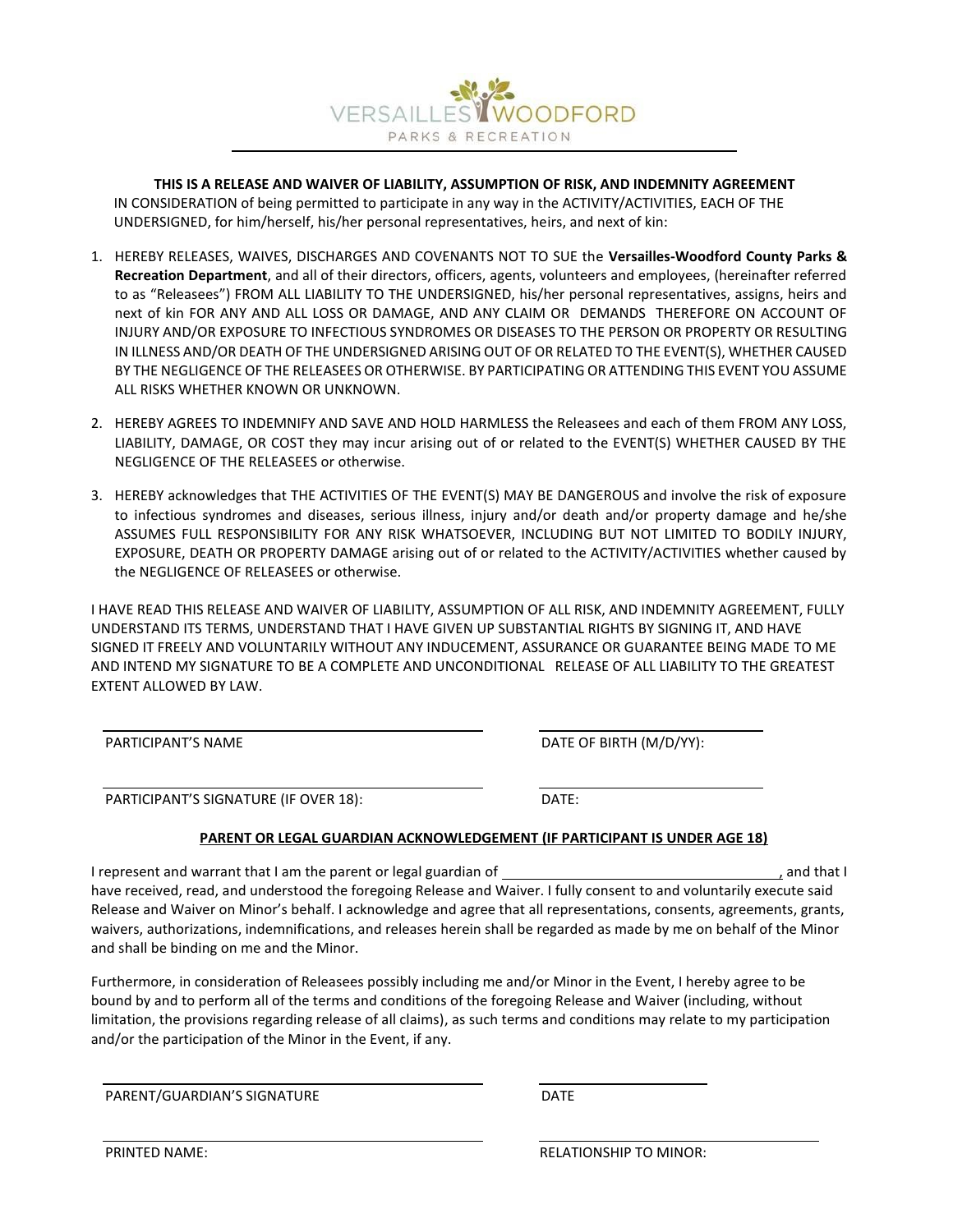VERSAILLES WOODFORD

PARKS & RECREATION

**THIS IS A RELEASE AND WAIVER OF LIABILITY, ASSUMPTION OF RISK, AND INDEMNITY AGREEMENT**

IN CONSIDERATION of being permitted to participate in any way in the ACTIVITY/ACTIVITIES, EACH OF THE UNDERSIGNED, for him/herself, his/her personal representatives, heirs, and next of kin:

1. HEREBY RELEASES, WAIVES, DISCHARGES AND COVENANTS NOT TO SUE the **Versailles-Woodford County Parks & Recreation Department**, and all of their directors, officers, agents, volunteers and employees, (hereinafter referred to as "Releasees") FROM ALL LIABILITY TO THE UNDERSIGNED, his/her personal representatives, assigns, heirs and next of kin FOR ANY AND ALL LOSS OR DAMAGE, AND ANY CLAIM OR DEMANDS THEREFORE ON ACCOUNT OF INJURY AND/OR EXPOSURE TO INFECTIOUS SYNDROMES OR DISEASES TO THE PERSON OR PROPERTY OR RESULTING IN ILLNESS AND/OR DEATH OF THE UNDERSIGNED ARISING OUT OF OR RELATED TO THE EVENT(S), WHETHER CAUSED BY THE NEGLIGENCE OF THE RELEASEES OR OTHERWISE. BY PARTICIPATING OR ATTENDING THIS EVENT YOU ASSUME ALL RISKS WHETHER KNOWN OR UNKNOWN.

2. HEREBY AGREES TO INDEMNIFY AND SAVE AND HOLD HARMLESS the Releasees and each of them FROM ANY LOSS, LIABILITY, DAMAGE, OR COST they may incur arising out of or related to the EVENT(S) WHETHER CAUSED BY THE NEGLIGENCE OF THE RELEASEES or otherwise.

3. HEREBY acknowledges that THE ACTIVITIES OF THE EVENT(S) MAY BE DANGEROUS and involve the risk of exposure to infectious syndromes and diseases, serious illness, injury and/or death and/or property damage and he/she ASSUMES FULL RESPONSIBILITY FOR ANY RISK WHATSOEVER, INCLUDING BUT NOT LIMITED TO BODILY INJURY, EXPOSURE, DEATH OR PROPERTY DAMAGE arising out of or related to the ACTIVITY/ACTIVITIES whether caused by the NEGLIGENCE OF RELEASEES or otherwise.

I HAVE READ THIS RELEASE AND WAIVER OF LIABILITY, ASSUMPTION OF ALL RISK, AND INDEMNITY AGREEMENT, FULLY UNDERSTAND ITS TERMS, UNDERSTAND THAT I HAVE GIVEN UP SUBSTANTIAL RIGHTS BY SIGNING IT, AND HAVE SIGNED IT FREELY AND VOLUNTARILY WITHOUT ANY INDUCEMENT, ASSURANCE OR GUARANTEE BEING MADE TO ME AND INTEND MY SIGNATURE TO BE A COMPLETE AND UNCONDITIONAL RELEASE OF ALL LIABILITY TO THE GREATEST EXTENT ALLOWED BY LAW.

______________________________ PARTICIPANT'S NAME

______________________________ DATE OF BIRTH (M/D/YY):

______________________________ PARTICIPANT'S SIGNATURE (IF OVER 18):

______________________________ DATE:

**PARENT OR LEGAL GUARDIAN ACKNOWLEDGEMENT (IF PARTICIPANT IS UNDER AGE 18)**

I represent and warrant that I am the parent or legal guardian of ______________________________, and that I have received, read, and understood the foregoing Release and Waiver. I fully consent to and voluntarily execute said Release and Waiver on Minor's behalf. I acknowledge and agree that all representations, consents, agreements, grants, waivers, authorizations, indemnifications, and releases herein shall be regarded as made by me on behalf of the Minor and shall be binding on me and the Minor.

Furthermore, in consideration of Releasees possibly including me and/or Minor in the Event, I hereby agree to be bound by and to perform all of the terms and conditions of the foregoing Release and Waiver (including, without limitation, the provisions regarding release of all claims), as such terms and conditions may relate to my participation and/or the participation of the Minor in the Event, if any.

______________________________ PARENT/GUARDIAN'S SIGNATURE

______________________________ DATE

______________________________ PRINTED NAME:

______________________________ RELATIONSHIP TO MINOR: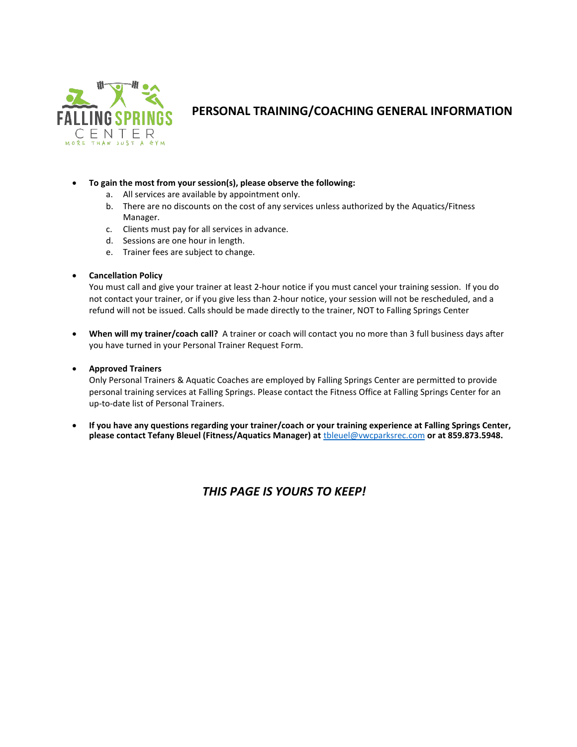FALLING SPRINGS CENTER
MORE THAN JUST A GYM

# PERSONAL TRAINING/COACHING GENERAL INFORMATION

- **To gain the most from your session(s), please observe the following:**
  a. All services are available by appointment only.
  b. There are no discounts on the cost of any services unless authorized by the Aquatics/Fitness Manager.
  c. Clients must pay for all services in advance.
  d. Sessions are one hour in length.
  e. Trainer fees are subject to change.

- **Cancellation Policy**
  You must call and give your trainer at least 2-hour notice if you must cancel your training session. If you do not contact your trainer, or if you give less than 2-hour notice, your session will not be rescheduled, and a refund will not be issued. Calls should be made directly to the trainer, NOT to Falling Springs Center

- **When will my trainer/coach call?** A trainer or coach will contact you no more than 3 full business days after you have turned in your Personal Trainer Request Form.

- **Approved Trainers**
  Only Personal Trainers & Aquatic Coaches are employed by Falling Springs Center are permitted to provide personal training services at Falling Springs. Please contact the Fitness Office at Falling Springs Center for an up-to-date list of Personal Trainers.

- **If you have any questions regarding your trainer/coach or your training experience at Falling Springs Center, please contact Tefany Bleuel (Fitness/Aquatics Manager) at** tbleuel@vwcparksrec.com **or at 859.873.5948.**

***THIS PAGE IS YOURS TO KEEP!***